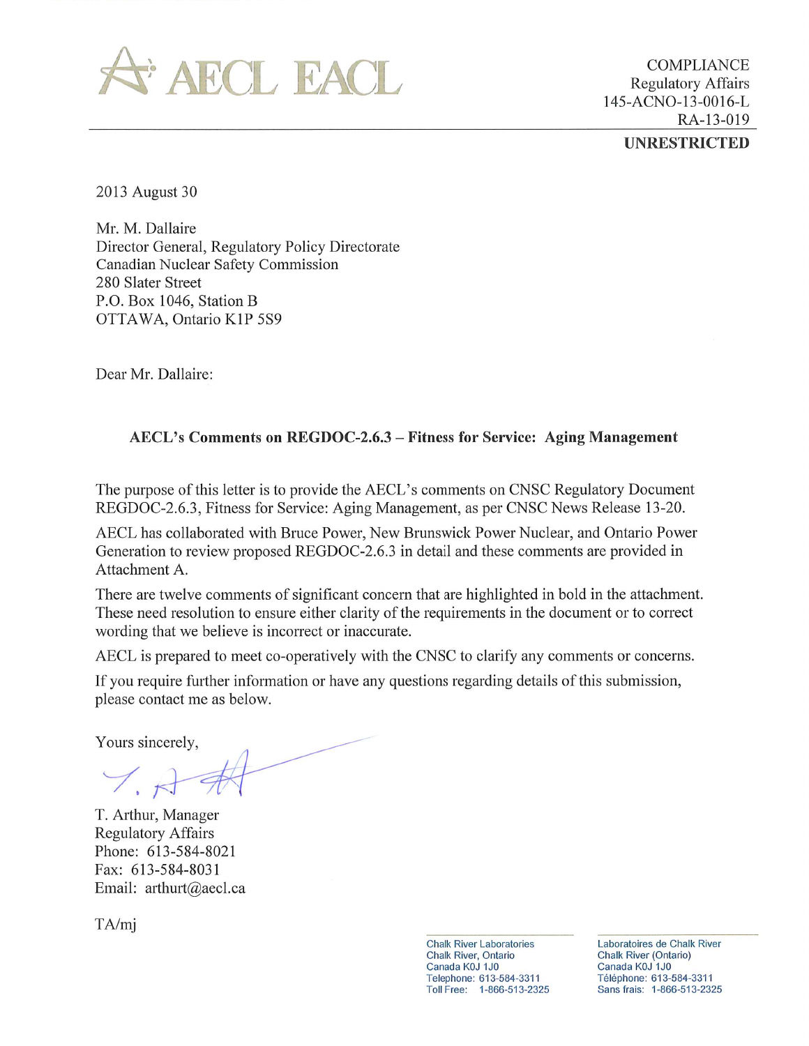AECL EACL

COMPLIANCE
Regulatory Affairs
145-ACNO-13-0016-L
RA-13-019

**UNRESTRICTED**

2013 August 30

Mr. M. Dallaire
Director General, Regulatory Policy Directorate
Canadian Nuclear Safety Commission
280 Slater Street
P.O. Box 1046, Station B
OTTAWA, Ontario K1P 5S9

Dear Mr. Dallaire:

**AECL's Comments on REGDOC-2.6.3 – Fitness for Service: Aging Management**

The purpose of this letter is to provide the AECL's comments on CNSC Regulatory Document REGDOC-2.6.3, Fitness for Service: Aging Management, as per CNSC News Release 13-20.

AECL has collaborated with Bruce Power, New Brunswick Power Nuclear, and Ontario Power Generation to review proposed REGDOC-2.6.3 in detail and these comments are provided in Attachment A.

There are twelve comments of significant concern that are highlighted in bold in the attachment. These need resolution to ensure either clarity of the requirements in the document or to correct wording that we believe is incorrect or inaccurate.

AECL is prepared to meet co-operatively with the CNSC to clarify any comments or concerns.

If you require further information or have any questions regarding details of this submission, please contact me as below.

Yours sincerely,

T. Arthur, Manager
Regulatory Affairs
Phone: 613-584-8021
Fax: 613-584-8031
Email: arthurt@aecl.ca

TA/mj

Chalk River Laboratories
Chalk River, Ontario
Canada K0J 1J0
Telephone: 613-584-3311
Toll Free: 1-866-513-2325

Laboratoires de Chalk River
Chalk River (Ontario)
Canada K0J 1J0
Téléphone: 613-584-3311
Sans frais: 1-866-513-2325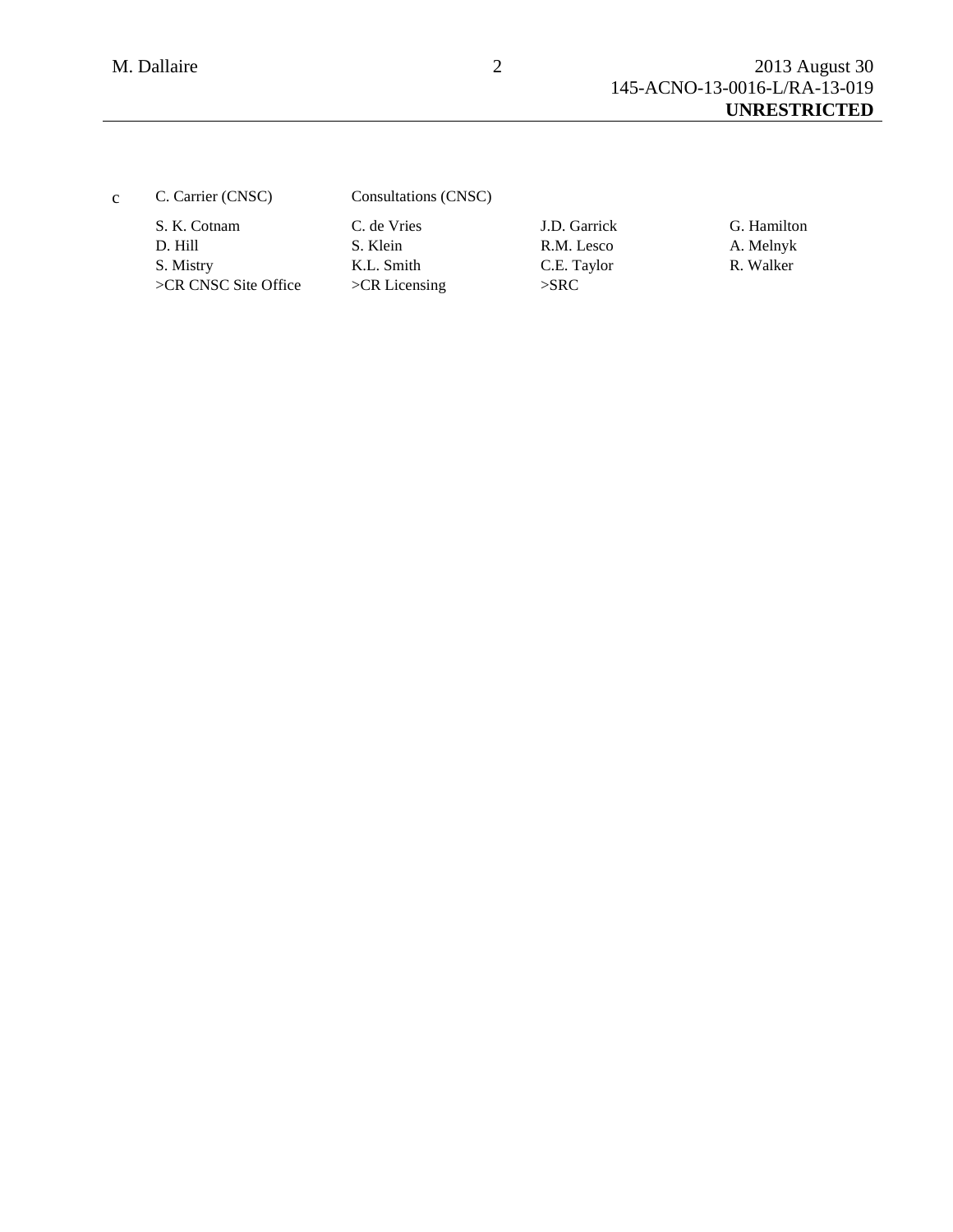c C. Carrier (CNSC) Consultations (CNSC)

| | | | |
|---|---|---|---|
| S. K. Cotnam | C. de Vries | J.D. Garrick | G. Hamilton |
| D. Hill | S. Klein | R.M. Lesco | A. Melnyk |
| S. Mistry | K.L. Smith | C.E. Taylor | R. Walker |
| >CR CNSC Site Office | >CR Licensing | >SRC | |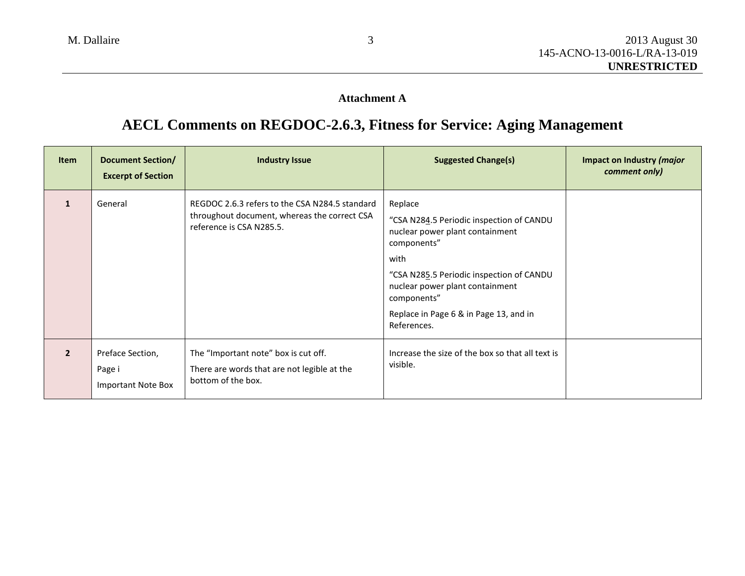**Attachment A**

# AECL Comments on REGDOC-2.6.3, Fitness for Service: Aging Management

| Item | Document Section/ Excerpt of Section | Industry Issue | Suggested Change(s) | Impact on Industry *(major comment only)* |
|---|---|---|---|---|
| **1** | General | REGDOC 2.6.3 refers to the CSA N284.5 standard throughout document, whereas the correct CSA reference is CSA N285.5. | Replace<br>"CSA N284.5 Periodic inspection of CANDU nuclear power plant containment components"<br>with<br>"CSA N285.5 Periodic inspection of CANDU nuclear power plant containment components"<br>Replace in Page 6 & in Page 13, and in References. | |
| **2** | Preface Section,<br>Page i<br>Important Note Box | The "Important note" box is cut off.<br>There are words that are not legible at the bottom of the box. | Increase the size of the box so that all text is visible. | |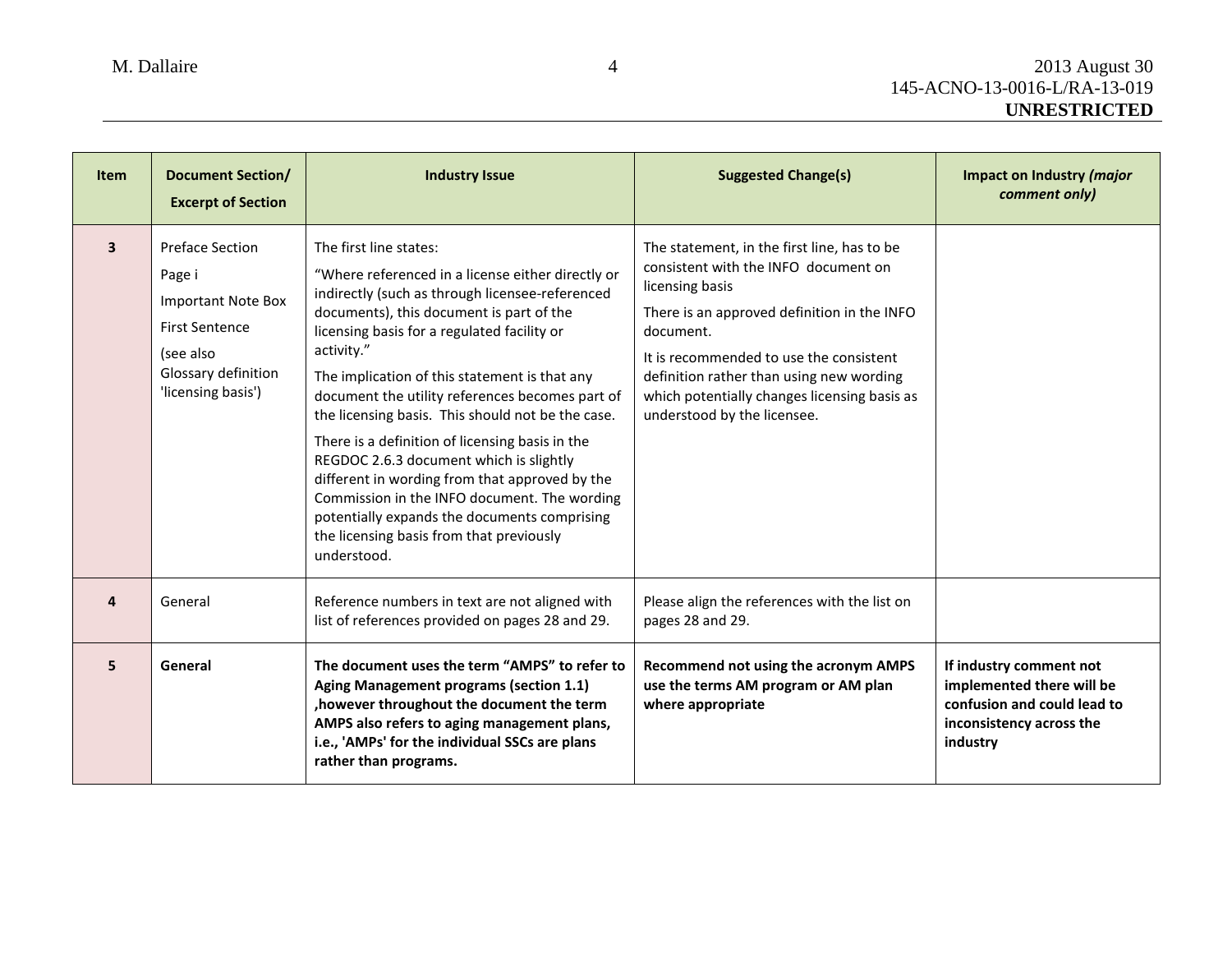| Item | Document Section/ Excerpt of Section | Industry Issue | Suggested Change(s) | Impact on Industry *(major comment only)* |
|---|---|---|---|---|
| 3 | Preface Section<br>Page i<br>Important Note Box<br>First Sentence<br>(see also Glossary definition 'licensing basis') | The first line states:<br>"Where referenced in a license either directly or indirectly (such as through licensee-referenced documents), this document is part of the licensing basis for a regulated facility or activity."<br>The implication of this statement is that any document the utility references becomes part of the licensing basis. This should not be the case.<br>There is a definition of licensing basis in the REGDOC 2.6.3 document which is slightly different in wording from that approved by the Commission in the INFO document. The wording potentially expands the documents comprising the licensing basis from that previously understood. | The statement, in the first line, has to be consistent with the INFO document on licensing basis<br>There is an approved definition in the INFO document.<br>It is recommended to use the consistent definition rather than using new wording which potentially changes licensing basis as understood by the licensee. | |
| 4 | General | Reference numbers in text are not aligned with list of references provided on pages 28 and 29. | Please align the references with the list on pages 28 and 29. | |
| **5** | **General** | **The document uses the term "AMPS" to refer to Aging Management programs (section 1.1) ,however throughout the document the term AMPS also refers to aging management plans, i.e., 'AMPs' for the individual SSCs are plans rather than programs.** | **Recommend not using the acronym AMPS use the terms AM program or AM plan where appropriate** | **If industry comment not implemented there will be confusion and could lead to inconsistency across the industry** |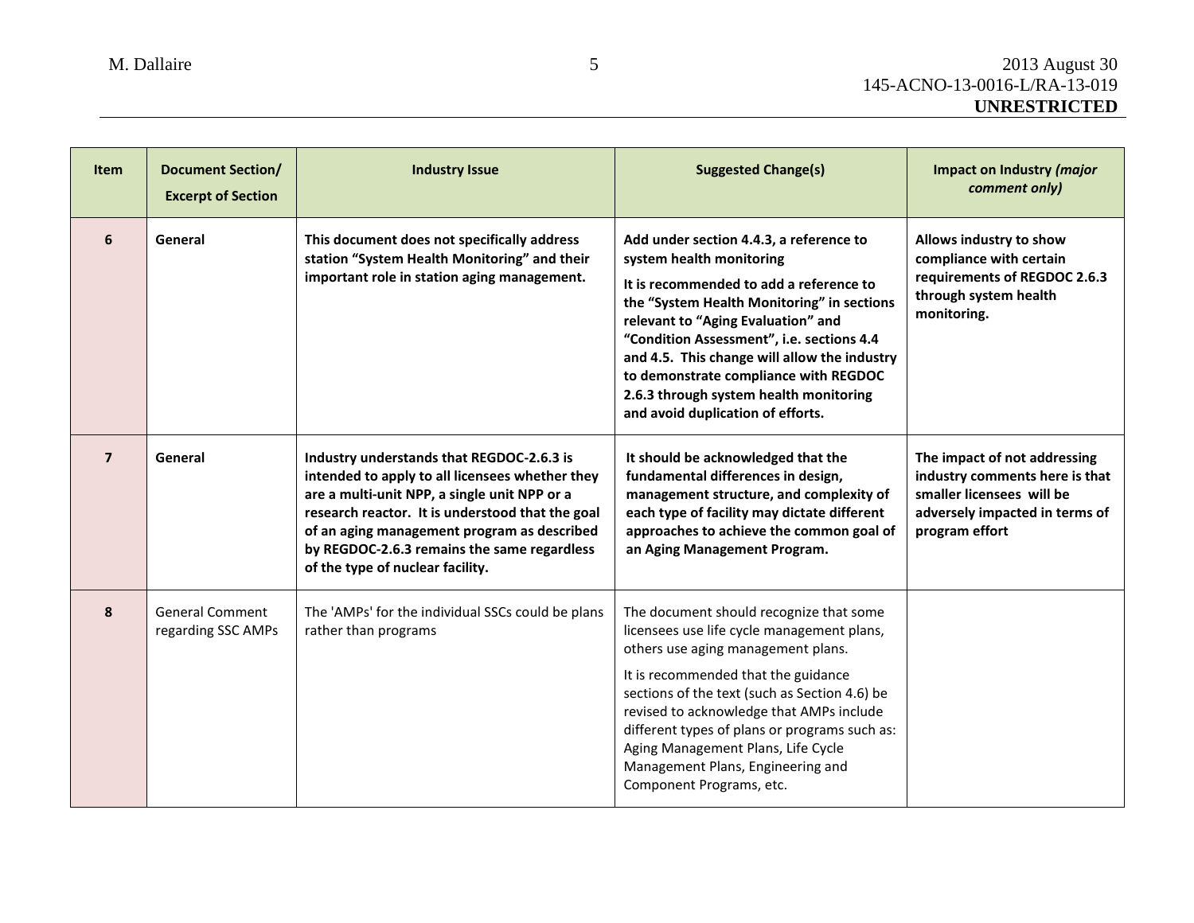| Item | Document Section/ Excerpt of Section | Industry Issue | Suggested Change(s) | Impact on Industry *(major comment only)* |
|---|---|---|---|---|
| 6 | **General** | **This document does not specifically address station "System Health Monitoring" and their important role in station aging management.** | **Add under section 4.4.3, a reference to system health monitoring**<br><br>**It is recommended to add a reference to the "System Health Monitoring" in sections relevant to "Aging Evaluation" and "Condition Assessment", i.e. sections 4.4 and 4.5. This change will allow the industry to demonstrate compliance with REGDOC 2.6.3 through system health monitoring and avoid duplication of efforts.** | **Allows industry to show compliance with certain requirements of REGDOC 2.6.3 through system health monitoring.** |
| 7 | **General** | **Industry understands that REGDOC-2.6.3 is intended to apply to all licensees whether they are a multi-unit NPP, a single unit NPP or a research reactor. It is understood that the goal of an aging management program as described by REGDOC-2.6.3 remains the same regardless of the type of nuclear facility.** | **It should be acknowledged that the fundamental differences in design, management structure, and complexity of each type of facility may dictate different approaches to achieve the common goal of an Aging Management Program.** | **The impact of not addressing industry comments here is that smaller licensees will be adversely impacted in terms of program effort** |
| 8 | General Comment regarding SSC AMPs | The 'AMPs' for the individual SSCs could be plans rather than programs | The document should recognize that some licensees use life cycle management plans, others use aging management plans.<br><br>It is recommended that the guidance sections of the text (such as Section 4.6) be revised to acknowledge that AMPs include different types of plans or programs such as: Aging Management Plans, Life Cycle Management Plans, Engineering and Component Programs, etc. | |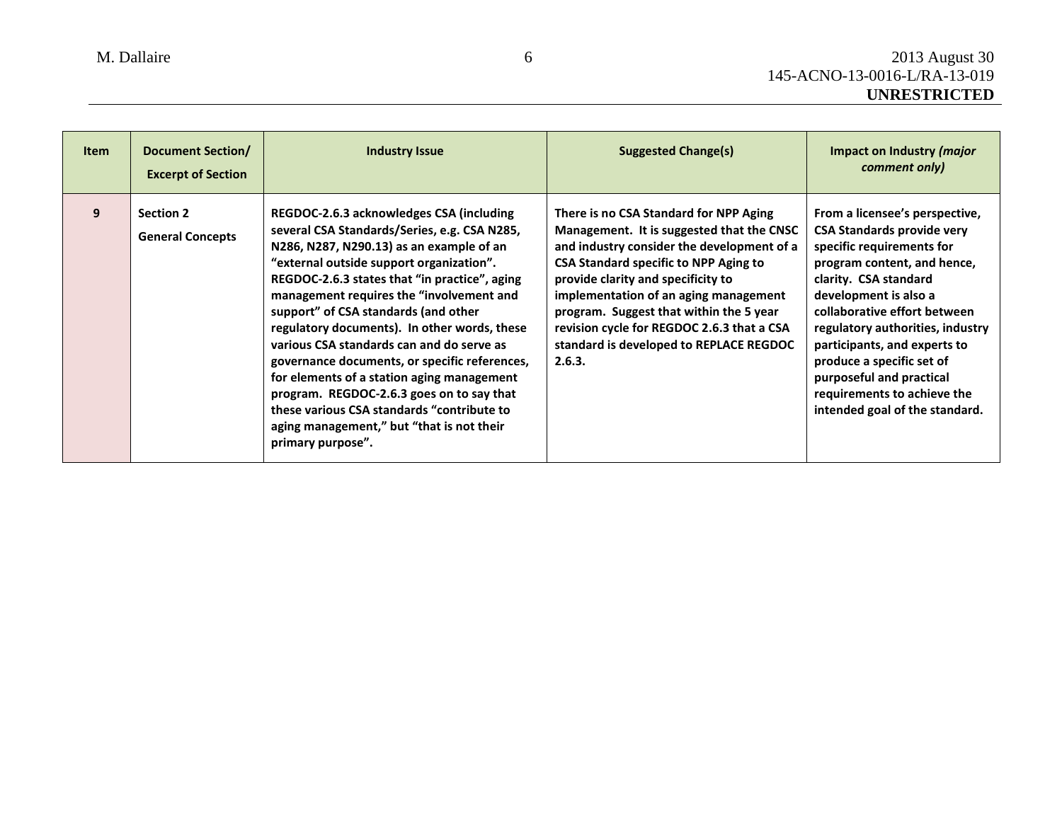| Item | Document Section/ Excerpt of Section | Industry Issue | Suggested Change(s) | Impact on Industry *(major comment only)* |
|---|---|---|---|---|
| 9 | **Section 2** **General Concepts** | **REGDOC-2.6.3 acknowledges CSA (including several CSA Standards/Series, e.g. CSA N285, N286, N287, N290.13) as an example of an "external outside support organization". REGDOC-2.6.3 states that "in practice", aging management requires the "involvement and support" of CSA standards (and other regulatory documents). In other words, these various CSA standards can and do serve as governance documents, or specific references, for elements of a station aging management program. REGDOC-2.6.3 goes on to say that these various CSA standards "contribute to aging management," but "that is not their primary purpose".** | **There is no CSA Standard for NPP Aging Management. It is suggested that the CNSC and industry consider the development of a CSA Standard specific to NPP Aging to provide clarity and specificity to implementation of an aging management program. Suggest that within the 5 year revision cycle for REGDOC 2.6.3 that a CSA standard is developed to REPLACE REGDOC 2.6.3.** | **From a licensee's perspective, CSA Standards provide very specific requirements for program content, and hence, clarity. CSA standard development is also a collaborative effort between regulatory authorities, industry participants, and experts to produce a specific set of purposeful and practical requirements to achieve the intended goal of the standard.** |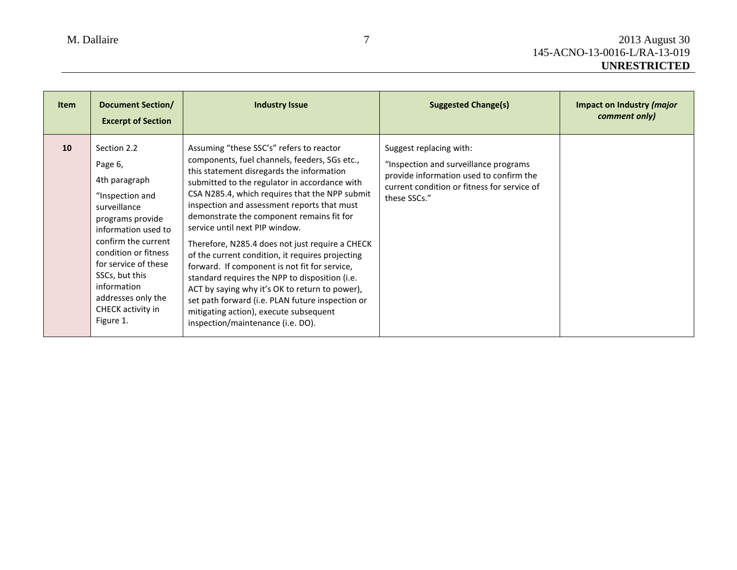| Item | Document Section/ Excerpt of Section | Industry Issue | Suggested Change(s) | Impact on Industry *(major comment only)* |
|---|---|---|---|---|
| **10** | Section 2.2<br>Page 6,<br>4th paragraph<br>"Inspection and surveillance programs provide information used to confirm the current condition or fitness for service of these SSCs, but this information addresses only the CHECK activity in Figure 1. | Assuming "these SSC's" refers to reactor components, fuel channels, feeders, SGs etc., this statement disregards the information submitted to the regulator in accordance with CSA N285.4, which requires that the NPP submit inspection and assessment reports that must demonstrate the component remains fit for service until next PIP window.<br>Therefore, N285.4 does not just require a CHECK of the current condition, it requires projecting forward. If component is not fit for service, standard requires the NPP to disposition (i.e. ACT by saying why it's OK to return to power), set path forward (i.e. PLAN future inspection or mitigating action), execute subsequent inspection/maintenance (i.e. DO). | Suggest replacing with:<br>"Inspection and surveillance programs provide information used to confirm the current condition or fitness for service of these SSCs." | |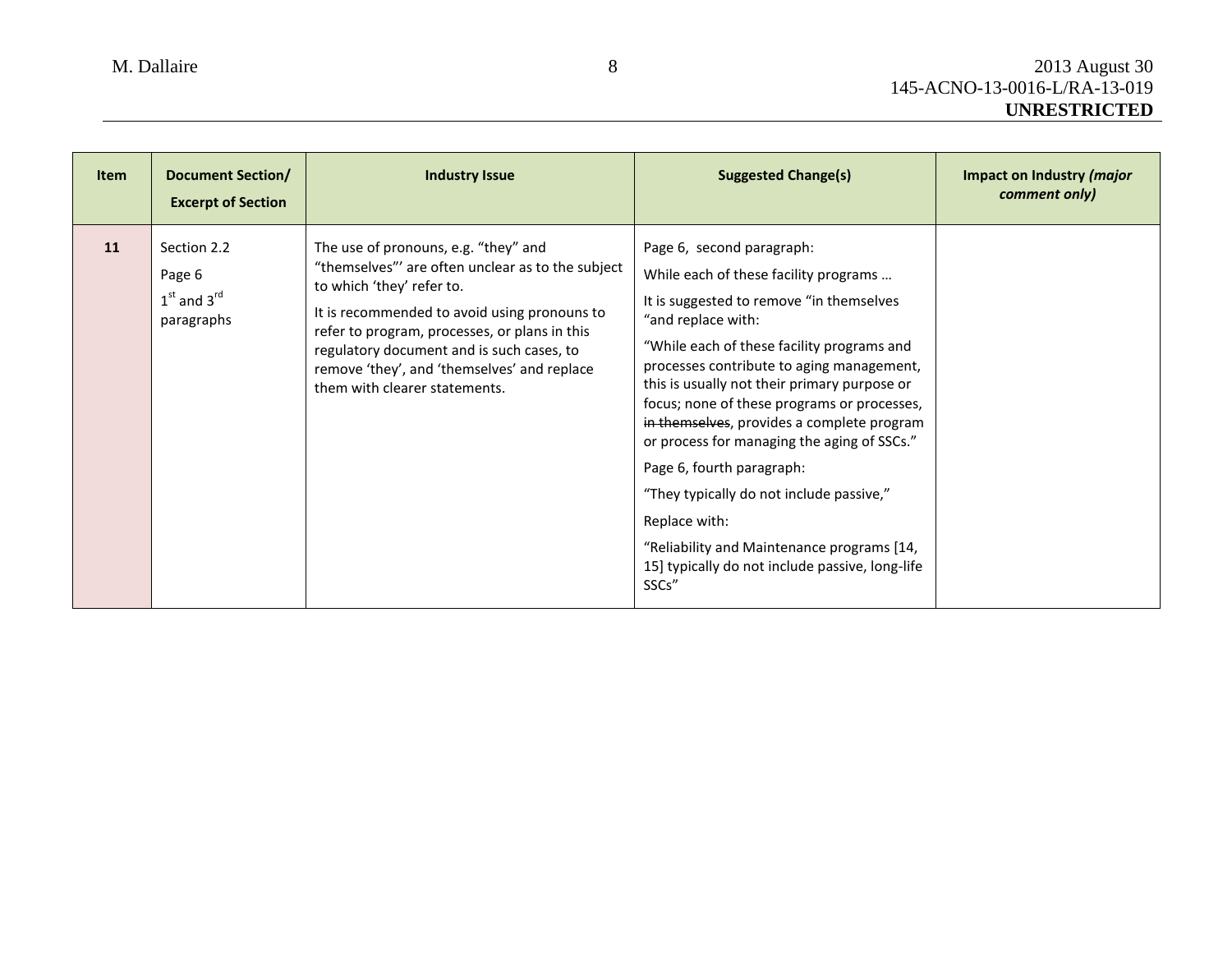| Item | Document Section/ Excerpt of Section | Industry Issue | Suggested Change(s) | Impact on Industry *(major comment only)* |
|---|---|---|---|---|
| **11** | Section 2.2<br>Page 6<br>1st and 3rd paragraphs | The use of pronouns, e.g. “they” and “themselves”’ are often unclear as to the subject to which ‘they’ refer to.<br>It is recommended to avoid using pronouns to refer to program, processes, or plans in this regulatory document and is such cases, to remove ‘they’, and ‘themselves’ and replace them with clearer statements. | Page 6, second paragraph:<br>While each of these facility programs …<br>It is suggested to remove “in themselves “and replace with:<br>“While each of these facility programs and processes contribute to aging management, this is usually not their primary purpose or focus; none of these programs or processes, ~~in themselves~~, provides a complete program or process for managing the aging of SSCs.”<br>Page 6, fourth paragraph:<br>“They typically do not include passive,”<br>Replace with:<br>“Reliability and Maintenance programs [14, 15] typically do not include passive, long-life SSCs” | |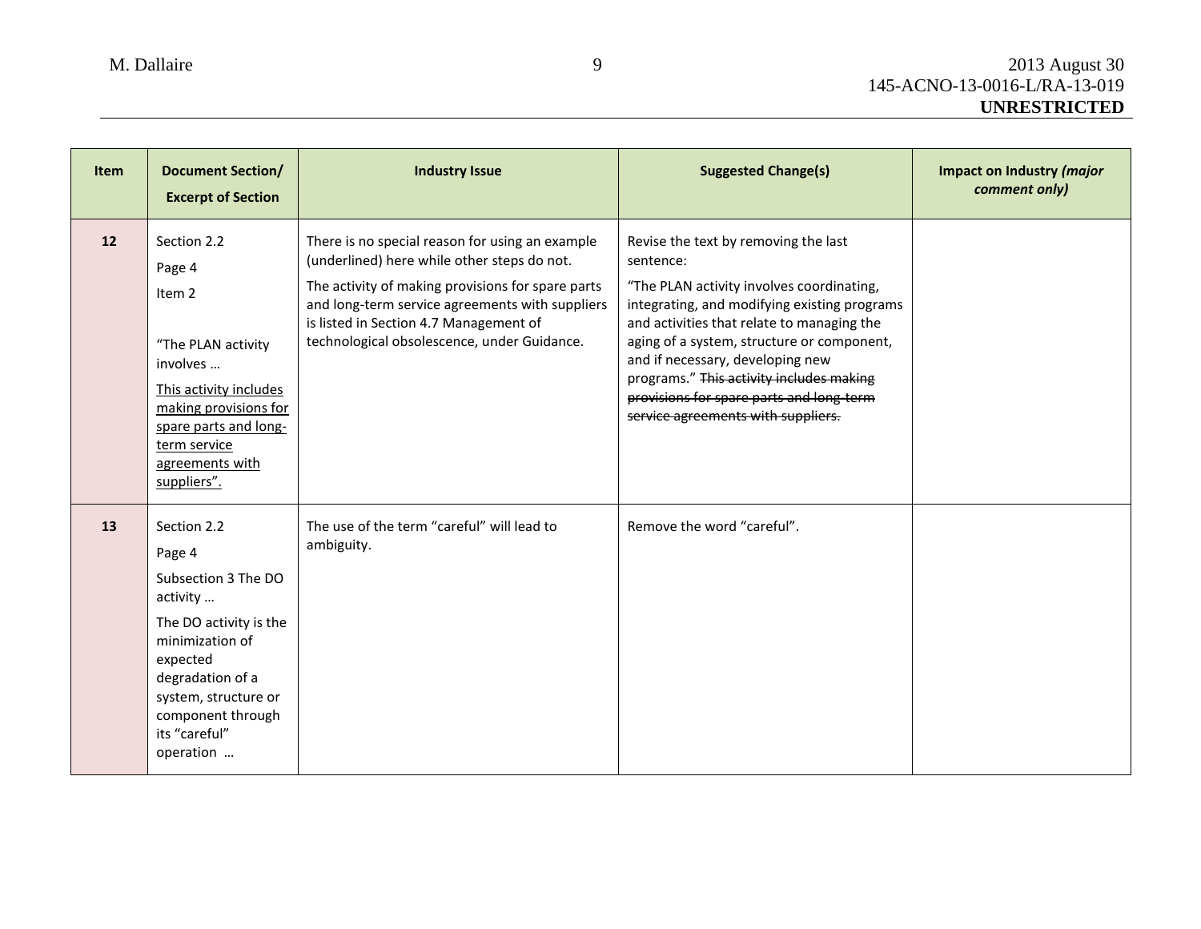| Item | Document Section/ Excerpt of Section | Industry Issue | Suggested Change(s) | Impact on Industry *(major comment only)* |
|---|---|---|---|---|
| **12** | Section 2.2<br>Page 4<br>Item 2<br><br>"The PLAN activity involves …<br><u>This activity includes making provisions for spare parts and long-term service agreements with suppliers".</u> | There is no special reason for using an example (underlined) here while other steps do not.<br>The activity of making provisions for spare parts and long-term service agreements with suppliers is listed in Section 4.7 Management of technological obsolescence, under Guidance. | Revise the text by removing the last sentence:<br>"The PLAN activity involves coordinating, integrating, and modifying existing programs and activities that relate to managing the aging of a system, structure or component, and if necessary, developing new programs." ~~This activity includes making provisions for spare parts and long-term service agreements with suppliers.~~ | |
| **13** | Section 2.2<br>Page 4<br>Subsection 3 The DO activity …<br>The DO activity is the minimization of expected degradation of a system, structure or component through its "careful" operation … | The use of the term "careful" will lead to ambiguity. | Remove the word "careful". | |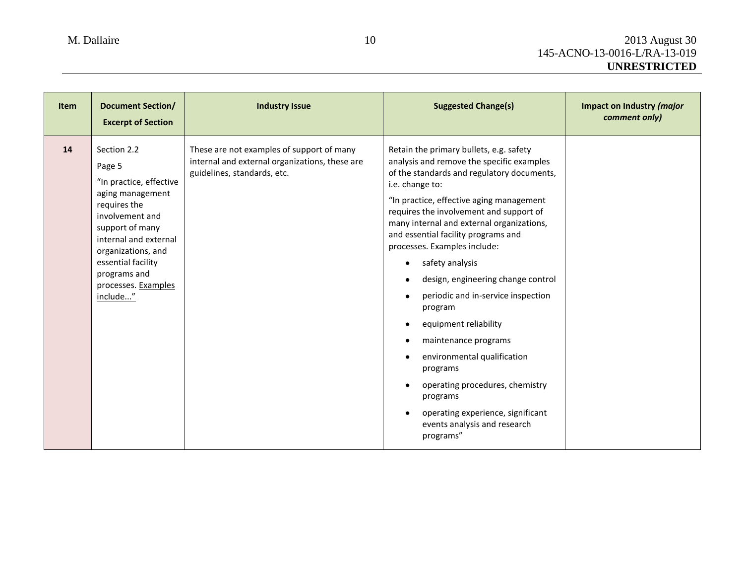| Item | Document Section/ Excerpt of Section | Industry Issue | Suggested Change(s) | Impact on Industry *(major comment only)* |
|---|---|---|---|---|
| **14** | Section 2.2<br>Page 5<br>"In practice, effective aging management requires the involvement and support of many internal and external organizations, and essential facility programs and processes. <u>Examples include...</u>" | These are not examples of support of many internal and external organizations, these are guidelines, standards, etc. | Retain the primary bullets, e.g. safety analysis and remove the specific examples of the standards and regulatory documents, i.e. change to:<br>"In practice, effective aging management requires the involvement and support of many internal and external organizations, and essential facility programs and processes. Examples include:<br>• safety analysis<br>• design, engineering change control<br>• periodic and in-service inspection program<br>• equipment reliability<br>• maintenance programs<br>• environmental qualification programs<br>• operating procedures, chemistry programs<br>• operating experience, significant events analysis and research programs" | |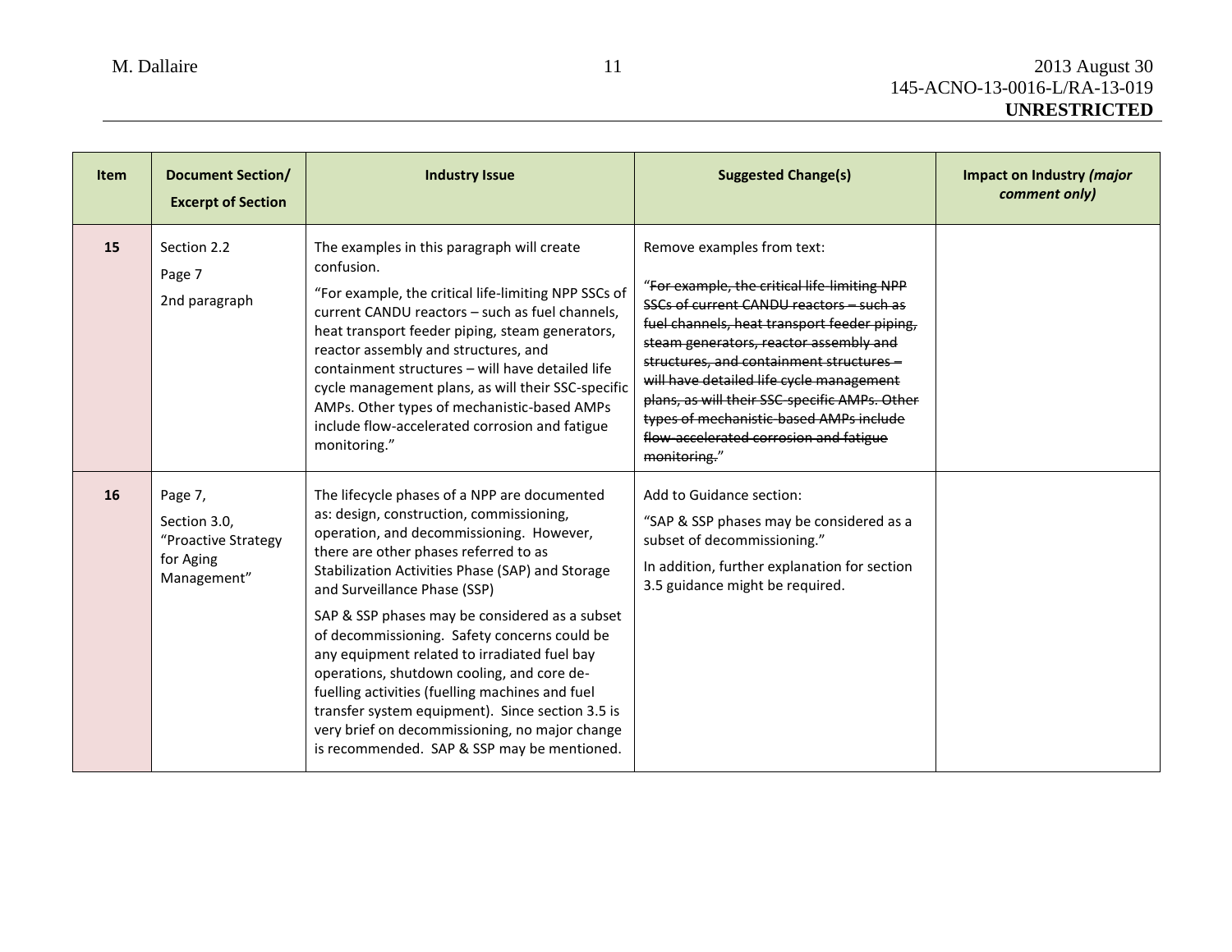| Item | Document Section/ Excerpt of Section | Industry Issue | Suggested Change(s) | Impact on Industry *(major comment only)* |
|---|---|---|---|---|
| **15** | Section 2.2<br>Page 7<br>2nd paragraph | The examples in this paragraph will create confusion.<br>"For example, the critical life-limiting NPP SSCs of current CANDU reactors – such as fuel channels, heat transport feeder piping, steam generators, reactor assembly and structures, and containment structures – will have detailed life cycle management plans, as will their SSC-specific AMPs. Other types of mechanistic-based AMPs include flow-accelerated corrosion and fatigue monitoring." | Remove examples from text:<br>"~~For example, the critical life-limiting NPP SSCs of current CANDU reactors – such as fuel channels, heat transport feeder piping, steam generators, reactor assembly and structures, and containment structures – will have detailed life cycle management plans, as will their SSC-specific AMPs. Other types of mechanistic-based AMPs include flow-accelerated corrosion and fatigue monitoring.~~" | |
| **16** | Page 7,<br>Section 3.0, "Proactive Strategy for Aging Management" | The lifecycle phases of a NPP are documented as: design, construction, commissioning, operation, and decommissioning. However, there are other phases referred to as Stabilization Activities Phase (SAP) and Storage and Surveillance Phase (SSP)<br>SAP & SSP phases may be considered as a subset of decommissioning. Safety concerns could be any equipment related to irradiated fuel bay operations, shutdown cooling, and core de-fuelling activities (fuelling machines and fuel transfer system equipment). Since section 3.5 is very brief on decommissioning, no major change is recommended. SAP & SSP may be mentioned. | Add to Guidance section:<br>"SAP & SSP phases may be considered as a subset of decommissioning."<br>In addition, further explanation for section 3.5 guidance might be required. | |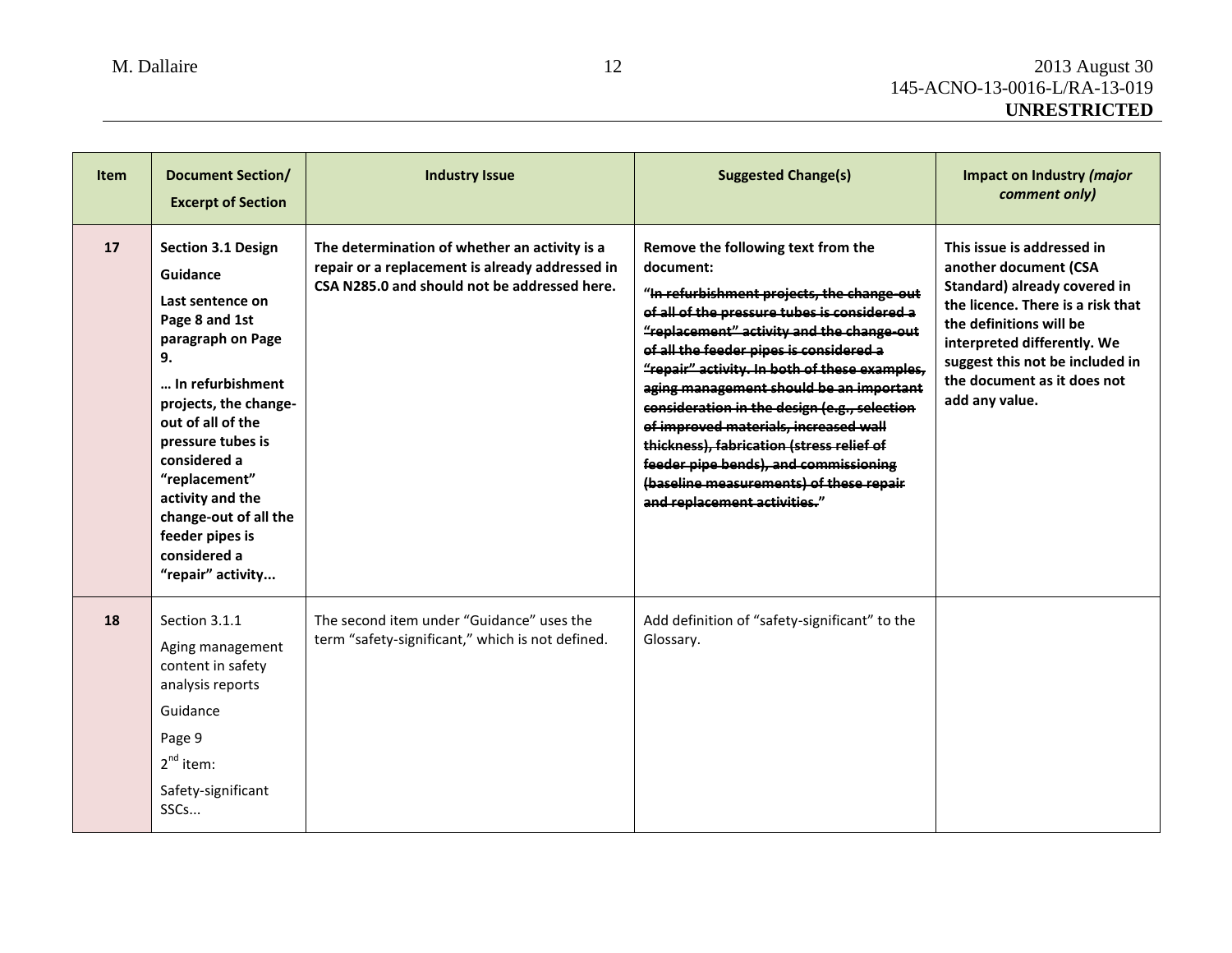| Item | Document Section/ Excerpt of Section | Industry Issue | Suggested Change(s) | Impact on Industry *(major comment only)* |
|---|---|---|---|---|
| **17** | **Section 3.1 Design Guidance**<br>**Last sentence on Page 8 and 1st paragraph on Page 9.**<br>**… In refurbishment projects, the change-out of all of the pressure tubes is considered a “replacement” activity and the change-out of all the feeder pipes is considered a “repair” activity...** | **The determination of whether an activity is a repair or a replacement is already addressed in CSA N285.0 and should not be addressed here.** | **Remove the following text from the document:**<br>**“~~In refurbishment projects, the change-out of all of the pressure tubes is considered a “replacement” activity and the change-out of all the feeder pipes is considered a “repair” activity. In both of these examples, aging management should be an important consideration in the design (e.g., selection of improved materials, increased wall thickness), fabrication (stress relief of feeder pipe bends), and commissioning (baseline measurements) of these repair and replacement activities.~~”** | **This issue is addressed in another document (CSA Standard) already covered in the licence. There is a risk that the definitions will be interpreted differently. We suggest this not be included in the document as it does not add any value.** |
| **18** | Section 3.1.1<br>Aging management content in safety analysis reports<br>Guidance<br>Page 9<br>2nd item:<br>Safety-significant SSCs... | The second item under “Guidance” uses the term “safety-significant,” which is not defined. | Add definition of “safety-significant” to the Glossary. | |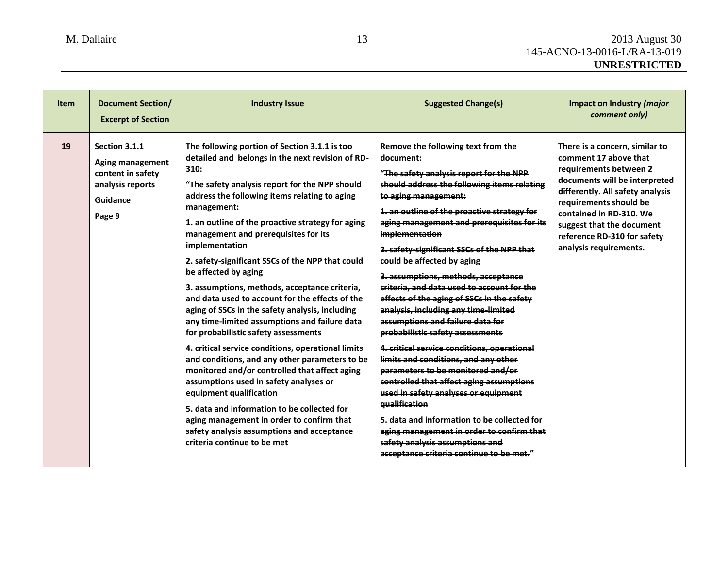| Item | Document Section/ Excerpt of Section | Industry Issue | Suggested Change(s) | Impact on Industry *(major comment only)* |
|---|---|---|---|---|
| **19** | **Section 3.1.1**<br>**Aging management content in safety analysis reports**<br>**Guidance**<br>**Page 9** | **The following portion of Section 3.1.1 is too detailed and belongs in the next revision of RD-310:**<br>**"The safety analysis report for the NPP should address the following items relating to aging management:**<br>**1. an outline of the proactive strategy for aging management and prerequisites for its implementation**<br>**2. safety-significant SSCs of the NPP that could be affected by aging**<br>**3. assumptions, methods, acceptance criteria, and data used to account for the effects of the aging of SSCs in the safety analysis, including any time-limited assumptions and failure data for probabilistic safety assessments**<br>**4. critical service conditions, operational limits and conditions, and any other parameters to be monitored and/or controlled that affect aging assumptions used in safety analyses or equipment qualification**<br>**5. data and information to be collected for aging management in order to confirm that safety analysis assumptions and acceptance criteria continue to be met** | **Remove the following text from the document:**<br>**"~~The safety analysis report for the NPP should address the following items relating to aging management:~~**<br>**~~1. an outline of the proactive strategy for aging management and prerequisites for its implementation~~**<br>**~~2. safety-significant SSCs of the NPP that could be affected by aging~~**<br>**~~3. assumptions, methods, acceptance criteria, and data used to account for the effects of the aging of SSCs in the safety analysis, including any time-limited assumptions and failure data for probabilistic safety assessments~~**<br>**~~4. critical service conditions, operational limits and conditions, and any other parameters to be monitored and/or controlled that affect aging assumptions used in safety analyses or equipment qualification~~**<br>**~~5. data and information to be collected for aging management in order to confirm that safety analysis assumptions and acceptance criteria continue to be met.~~"** | **There is a concern, similar to comment 17 above that requirements between 2 documents will be interpreted differently. All safety analysis requirements should be contained in RD-310. We suggest that the document reference RD-310 for safety analysis requirements.** |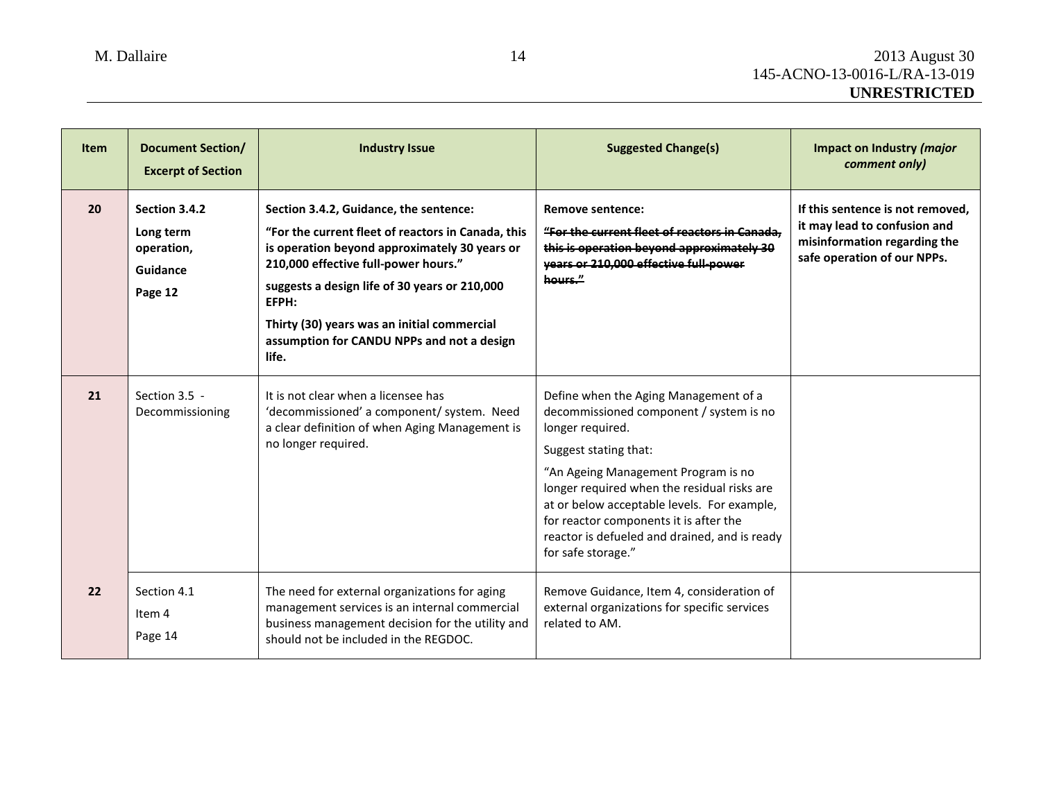| Item | Document Section/ Excerpt of Section | Industry Issue | Suggested Change(s) | Impact on Industry *(major comment only)* |
|---|---|---|---|---|
| **20** | **Section 3.4.2** **Long term operation,** **Guidance** **Page 12** | **Section 3.4.2, Guidance, the sentence:** **"For the current fleet of reactors in Canada, this is operation beyond approximately 30 years or 210,000 effective full-power hours."** **suggests a design life of 30 years or 210,000 EFPH:** **Thirty (30) years was an initial commercial assumption for CANDU NPPs and not a design life.** | **Remove sentence:** **~~"For the current fleet of reactors in Canada, this is operation beyond approximately 30 years or 210,000 effective full-power hours."~~** | **If this sentence is not removed, it may lead to confusion and misinformation regarding the safe operation of our NPPs.** |
| **21** | Section 3.5 - Decommissioning | It is not clear when a licensee has 'decommissioned' a component/ system. Need a clear definition of when Aging Management is no longer required. | Define when the Aging Management of a decommissioned component / system is no longer required. Suggest stating that: "An Ageing Management Program is no longer required when the residual risks are at or below acceptable levels. For example, for reactor components it is after the reactor is defueled and drained, and is ready for safe storage." | |
| **22** | Section 4.1 Item 4 Page 14 | The need for external organizations for aging management services is an internal commercial business management decision for the utility and should not be included in the REGDOC. | Remove Guidance, Item 4, consideration of external organizations for specific services related to AM. | |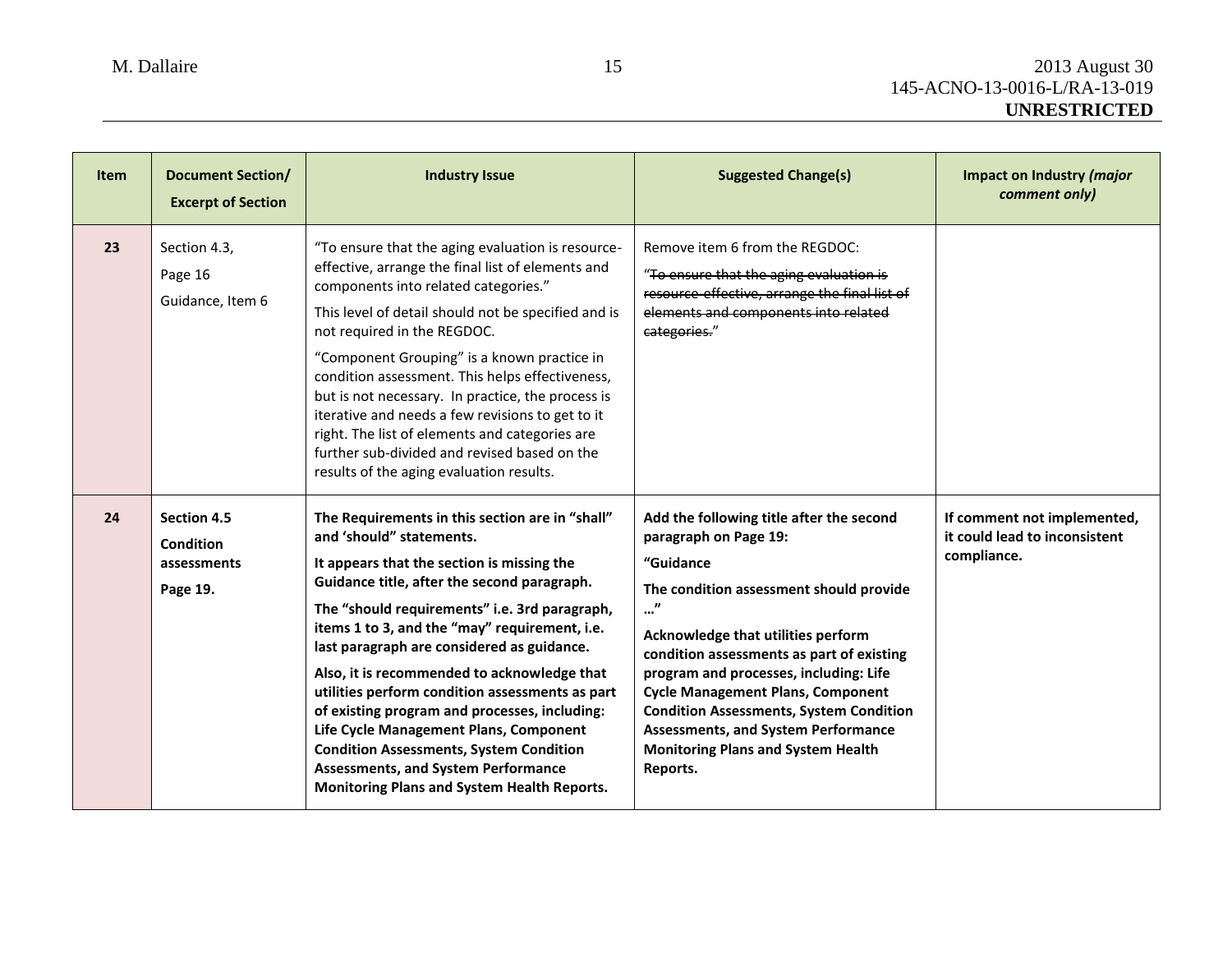| Item | Document Section/ Excerpt of Section | Industry Issue | Suggested Change(s) | Impact on Industry *(major comment only)* |
|---|---|---|---|---|
| 23 | Section 4.3, Page 16 Guidance, Item 6 | "To ensure that the aging evaluation is resource-effective, arrange the final list of elements and components into related categories." This level of detail should not be specified and is not required in the REGDOC. "Component Grouping" is a known practice in condition assessment. This helps effectiveness, but is not necessary. In practice, the process is iterative and needs a few revisions to get to it right. The list of elements and categories are further sub-divided and revised based on the results of the aging evaluation results. | Remove item 6 from the REGDOC: "~~To ensure that the aging evaluation is resource-effective, arrange the final list of elements and components into related categories.~~" | |
| **24** | **Section 4.5 Condition assessments Page 19.** | **The Requirements in this section are in "shall" and 'should" statements.** **It appears that the section is missing the Guidance title, after the second paragraph.** **The "should requirements" i.e. 3rd paragraph, items 1 to 3, and the "may" requirement, i.e. last paragraph are considered as guidance.** **Also, it is recommended to acknowledge that utilities perform condition assessments as part of existing program and processes, including: Life Cycle Management Plans, Component Condition Assessments, System Condition Assessments, and System Performance Monitoring Plans and System Health Reports.** | **Add the following title after the second paragraph on Page 19:** **"Guidance** **The condition assessment should provide …"** **Acknowledge that utilities perform condition assessments as part of existing program and processes, including: Life Cycle Management Plans, Component Condition Assessments, System Condition Assessments, and System Performance Monitoring Plans and System Health Reports.** | **If comment not implemented, it could lead to inconsistent compliance.** |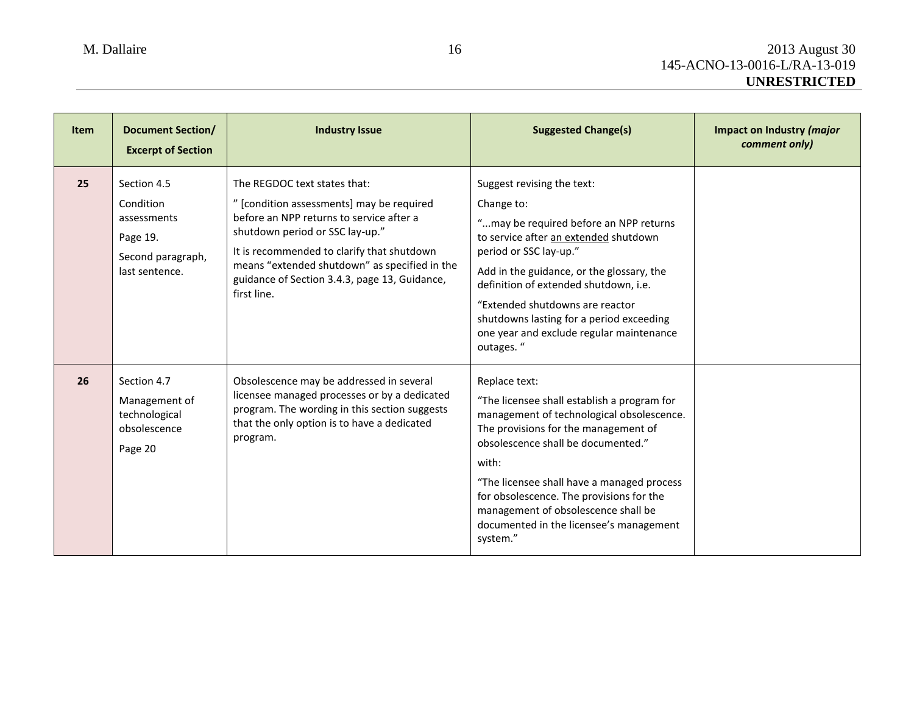| Item | Document Section/ Excerpt of Section | Industry Issue | Suggested Change(s) | Impact on Industry *(major comment only)* |
|---|---|---|---|---|
| **25** | Section 4.5<br>Condition assessments<br>Page 19.<br>Second paragraph, last sentence. | The REGDOC text states that:<br>" [condition assessments] may be required before an NPP returns to service after a shutdown period or SSC lay-up."<br>It is recommended to clarify that shutdown means "extended shutdown" as specified in the guidance of Section 3.4.3, page 13, Guidance, first line. | Suggest revising the text:<br>Change to:<br>"...may be required before an NPP returns to service after <u>an extended</u> shutdown period or SSC lay-up."<br>Add in the guidance, or the glossary, the definition of extended shutdown, i.e.<br>"Extended shutdowns are reactor shutdowns lasting for a period exceeding one year and exclude regular maintenance outages. " | |
| **26** | Section 4.7<br>Management of technological obsolescence<br>Page 20 | Obsolescence may be addressed in several licensee managed processes or by a dedicated program. The wording in this section suggests that the only option is to have a dedicated program. | Replace text:<br>"The licensee shall establish a program for management of technological obsolescence. The provisions for the management of obsolescence shall be documented."<br>with:<br>"The licensee shall have a managed process for obsolescence. The provisions for the management of obsolescence shall be documented in the licensee's management system." | |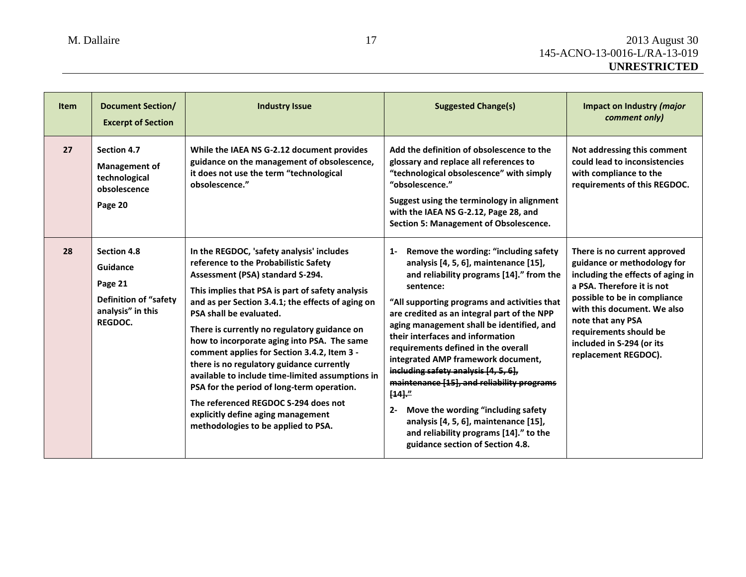| Item | Document Section/ Excerpt of Section | Industry Issue | Suggested Change(s) | Impact on Industry *(major comment only)* |
|---|---|---|---|---|
| **27** | **Section 4.7**<br>**Management of technological obsolescence**<br>**Page 20** | **While the IAEA NS G-2.12 document provides guidance on the management of obsolescence, it does not use the term "technological obsolescence."** | **Add the definition of obsolescence to the glossary and replace all references to "technological obsolescence" with simply "obsolescence."**<br>**Suggest using the terminology in alignment with the IAEA NS G-2.12, Page 28, and Section 5: Management of Obsolescence.** | **Not addressing this comment could lead to inconsistencies with compliance to the requirements of this REGDOC.** |
| **28** | **Section 4.8**<br>**Guidance**<br>**Page 21**<br>**Definition of "safety analysis" in this REGDOC.** | **In the REGDOC, 'safety analysis' includes reference to the Probabilistic Safety Assessment (PSA) standard S-294.**<br>**This implies that PSA is part of safety analysis and as per Section 3.4.1; the effects of aging on PSA shall be evaluated.**<br>**There is currently no regulatory guidance on how to incorporate aging into PSA. The same comment applies for Section 3.4.2, Item 3 - there is no regulatory guidance currently available to include time-limited assumptions in PSA for the period of long-term operation.**<br>**The referenced REGDOC S-294 does not explicitly define aging management methodologies to be applied to PSA.** | **1- Remove the wording: "including safety analysis [4, 5, 6], maintenance [15], and reliability programs [14]." from the sentence:**<br>**"All supporting programs and activities that are credited as an integral part of the NPP aging management shall be identified, and their interfaces and information requirements defined in the overall integrated AMP framework document, ~~including safety analysis [4, 5, 6], maintenance [15], and reliability programs [14]."~~**<br>**2- Move the wording "including safety analysis [4, 5, 6], maintenance [15], and reliability programs [14]." to the guidance section of Section 4.8.** | **There is no current approved guidance or methodology for including the effects of aging in a PSA. Therefore it is not possible to be in compliance with this document. We also note that any PSA requirements should be included in S-294 (or its replacement REGDOC).** |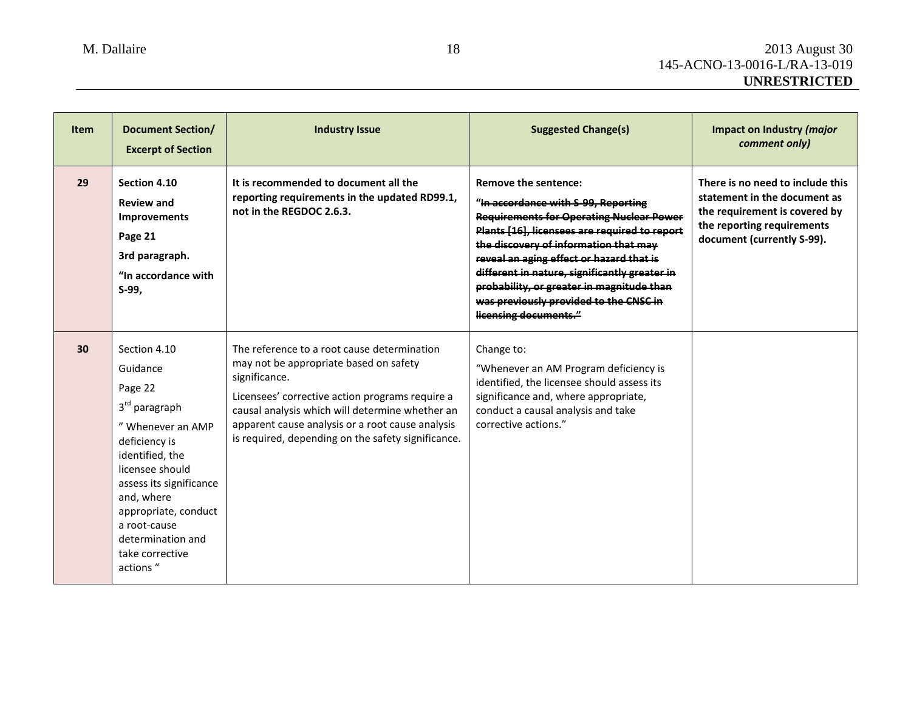| Item | Document Section/ Excerpt of Section | Industry Issue | Suggested Change(s) | Impact on Industry *(major comment only)* |
|---|---|---|---|---|
| **29** | **Section 4.10** **Review and Improvements** **Page 21** **3rd paragraph.** **"In accordance with S-99,** | **It is recommended to document all the reporting requirements in the updated RD99.1, not in the REGDOC 2.6.3.** | **Remove the sentence:** **"~~In accordance with S-99, Reporting Requirements for Operating Nuclear Power Plants [16], licensees are required to report the discovery of information that may reveal an aging effect or hazard that is different in nature, significantly greater in probability, or greater in magnitude than was previously provided to the CNSC in licensing documents.~~"** | **There is no need to include this statement in the document as the requirement is covered by the reporting requirements document (currently S-99).** |
| **30** | Section 4.10 Guidance Page 22 3rd paragraph " Whenever an AMP deficiency is identified, the licensee should assess its significance and, where appropriate, conduct a root-cause determination and take corrective actions " | The reference to a root cause determination may not be appropriate based on safety significance. Licensees' corrective action programs require a causal analysis which will determine whether an apparent cause analysis or a root cause analysis is required, depending on the safety significance. | Change to: "Whenever an AM Program deficiency is identified, the licensee should assess its significance and, where appropriate, conduct a causal analysis and take corrective actions." | |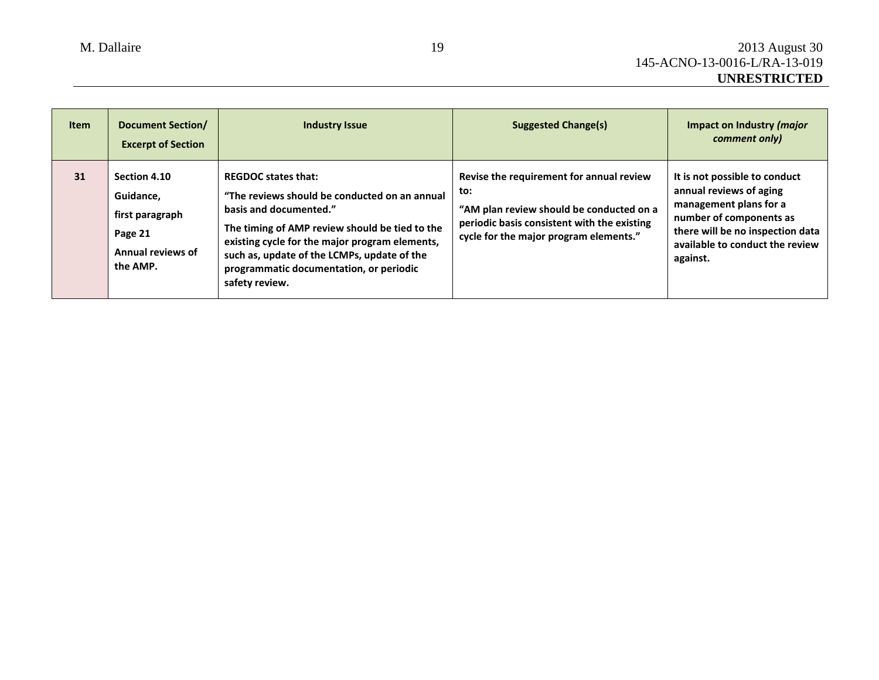| Item | Document Section/ Excerpt of Section | Industry Issue | Suggested Change(s) | Impact on Industry *(major comment only)* |
|---|---|---|---|---|
| **31** | **Section 4.10**<br>**Guidance,**<br>**first paragraph**<br>**Page 21**<br>**Annual reviews of the AMP.** | **REGDOC states that:**<br>**"The reviews should be conducted on an annual basis and documented."**<br>**The timing of AMP review should be tied to the existing cycle for the major program elements, such as, update of the LCMPs, update of the programmatic documentation, or periodic safety review.** | **Revise the requirement for annual review to:**<br>**"AM plan review should be conducted on a periodic basis consistent with the existing cycle for the major program elements."** | **It is not possible to conduct annual reviews of aging management plans for a number of components as there will be no inspection data available to conduct the review against.** |